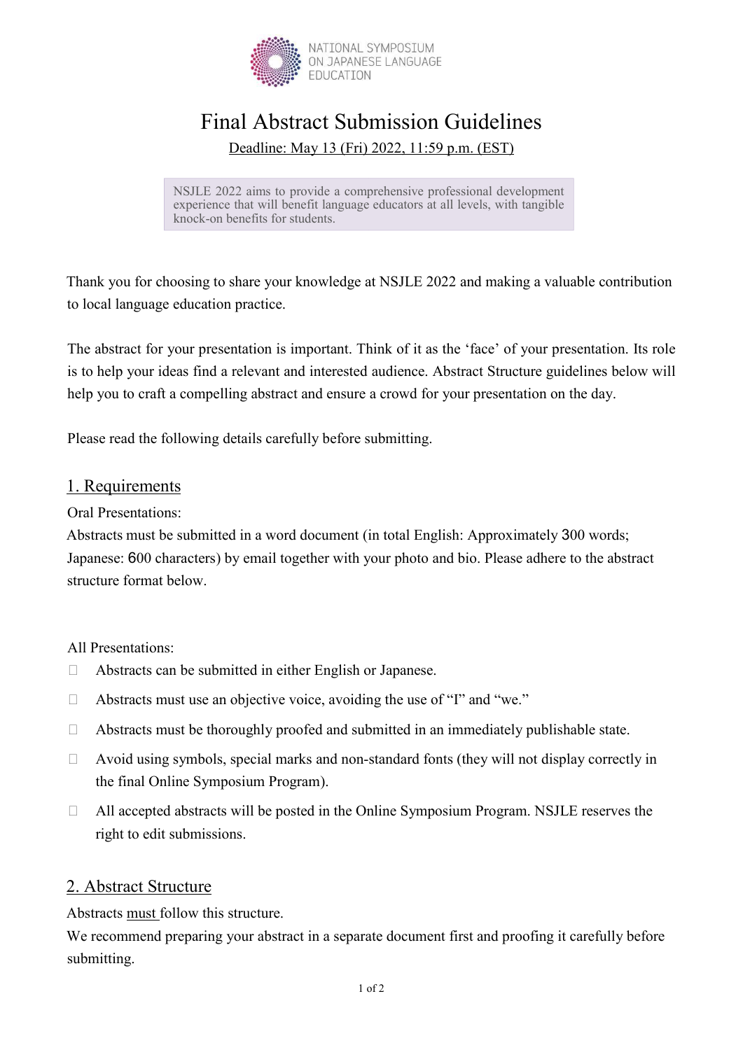NATIONAL SYMPOSIUM ON JAPANESE LANGUAGE EDUCATION

# Final Abstract Submission Guidelines

Deadline: May 13 (Fri) 2022, 11:59 p.m. (EST)

> NSJLE 2022 aims to provide a comprehensive professional development experience that will benefit language educators at all levels, with tangible knock-on benefits for students.

Thank you for choosing to share your knowledge at NSJLE 2022 and making a valuable contribution to local language education practice.

The abstract for your presentation is important. Think of it as the 'face' of your presentation. Its role is to help your ideas find a relevant and interested audience. Abstract Structure guidelines below will help you to craft a compelling abstract and ensure a crowd for your presentation on the day.

Please read the following details carefully before submitting.

## 1. Requirements

Oral Presentations:

Abstracts must be submitted in a word document (in total English: Approximately 300 words; Japanese: 600 characters) by email together with your photo and bio. Please adhere to the abstract structure format below.

All Presentations:

- Abstracts can be submitted in either English or Japanese.
- Abstracts must use an objective voice, avoiding the use of "I" and "we."
- Abstracts must be thoroughly proofed and submitted in an immediately publishable state.
- Avoid using symbols, special marks and non-standard fonts (they will not display correctly in the final Online Symposium Program).
- All accepted abstracts will be posted in the Online Symposium Program. NSJLE reserves the right to edit submissions.

## 2. Abstract Structure

Abstracts must follow this structure.

We recommend preparing your abstract in a separate document first and proofing it carefully before submitting.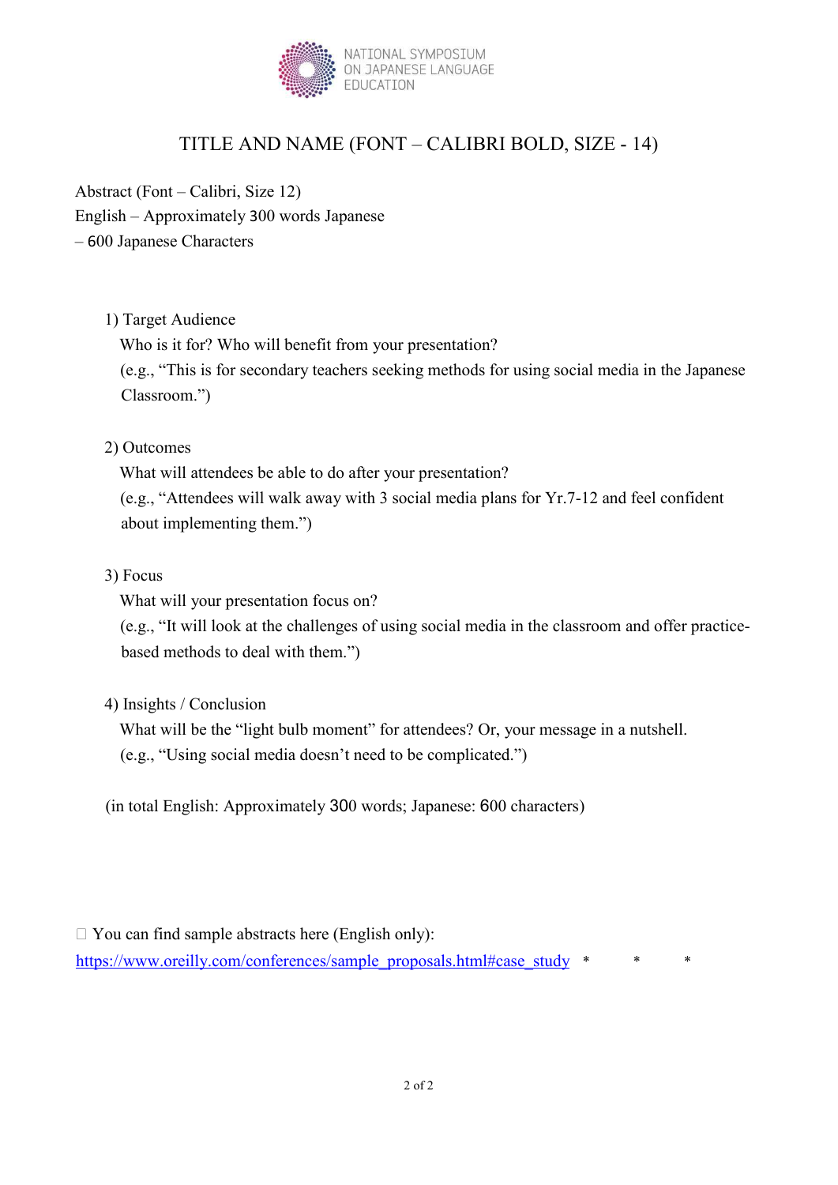NATIONAL SYMPOSIUM ON JAPANESE LANGUAGE EDUCATION

# TITLE AND NAME (FONT – CALIBRI BOLD, SIZE - 14)

Abstract (Font – Calibri, Size 12)
English – Approximately 300 words Japanese
– 600 Japanese Characters

1) Target Audience
   Who is it for? Who will benefit from your presentation?
   (e.g., "This is for secondary teachers seeking methods for using social media in the Japanese Classroom.")

2) Outcomes
   What will attendees be able to do after your presentation?
   (e.g., "Attendees will walk away with 3 social media plans for Yr.7-12 and feel confident about implementing them.")

3) Focus
   What will your presentation focus on?
   (e.g., "It will look at the challenges of using social media in the classroom and offer practice-based methods to deal with them.")

4) Insights / Conclusion
   What will be the "light bulb moment" for attendees? Or, your message in a nutshell.
   (e.g., "Using social media doesn't need to be complicated.")

(in total English: Approximately 300 words; Japanese: 600 characters)

 You can find sample abstracts here (English only):
https://www.oreilly.com/conferences/sample_proposals.html#case_study * * *